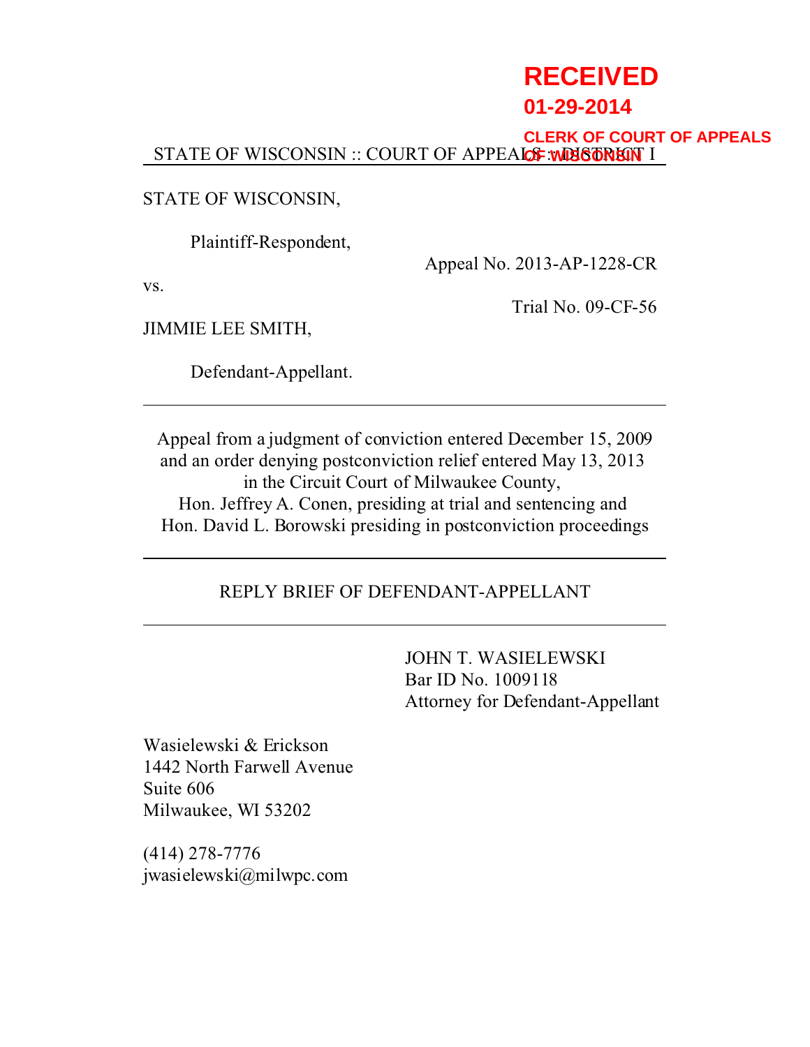RECEIVED
01-29-2014
CLERK OF COURT OF APPEALS
OF WISCONSIN

STATE OF WISCONSIN :: COURT OF APPEALS :: DISTRICT I

STATE OF WISCONSIN,

Plaintiff-Respondent,

Appeal No. 2013-AP-1228-CR

vs.

Trial No. 09-CF-56

JIMMIE LEE SMITH,

Defendant-Appellant.

---

Appeal from a judgment of conviction entered December 15, 2009
and an order denying postconviction relief entered May 13, 2013
in the Circuit Court of Milwaukee County,
Hon. Jeffrey A. Conen, presiding at trial and sentencing and
Hon. David L. Borowski presiding in postconviction proceedings

---

REPLY BRIEF OF DEFENDANT-APPELLANT

---

JOHN T. WASIELEWSKI
Bar ID No. 1009118
Attorney for Defendant-Appellant

Wasielewski & Erickson
1442 North Farwell Avenue
Suite 606
Milwaukee, WI 53202

(414) 278-7776
jwasielewski@milwpc.com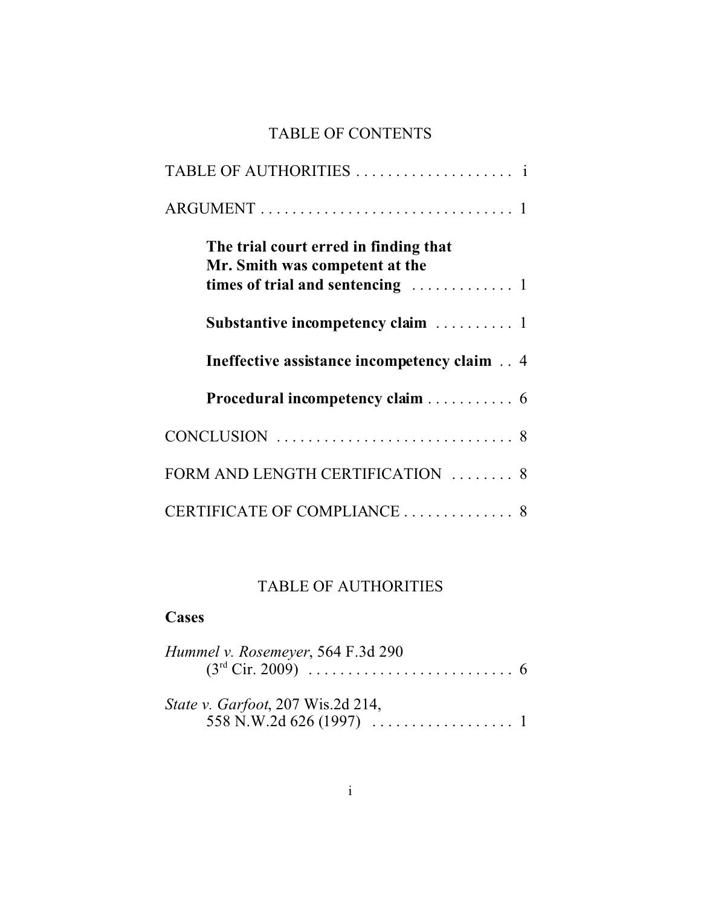# TABLE OF CONTENTS

TABLE OF AUTHORITIES . . . . . . . . . . . . . . . . . . . . i

ARGUMENT . . . . . . . . . . . . . . . . . . . . . . . . . . . . . . . . 1

> **The trial court erred in finding that Mr. Smith was competent at the times of trial and sentencing** . . . . . . . . . . . . . 1
>
> **Substantive incompetency claim** . . . . . . . . . . 1
>
> **Ineffective assistance incompetency claim** . . 4
>
> **Procedural incompetency claim** . . . . . . . . . . . 6

CONCLUSION . . . . . . . . . . . . . . . . . . . . . . . . . . . . . . . 8

FORM AND LENGTH CERTIFICATION . . . . . . . . 8

CERTIFICATE OF COMPLIANCE . . . . . . . . . . . . . . 8

# TABLE OF AUTHORITIES

## Cases

*Hummel v. Rosemeyer*, 564 F.3d 290 (3rd Cir. 2009) . . . . . . . . . . . . . . . . . . . . . . . . . . 6

*State v. Garfoot*, 207 Wis.2d 214, 558 N.W.2d 626 (1997) . . . . . . . . . . . . . . . . . . 1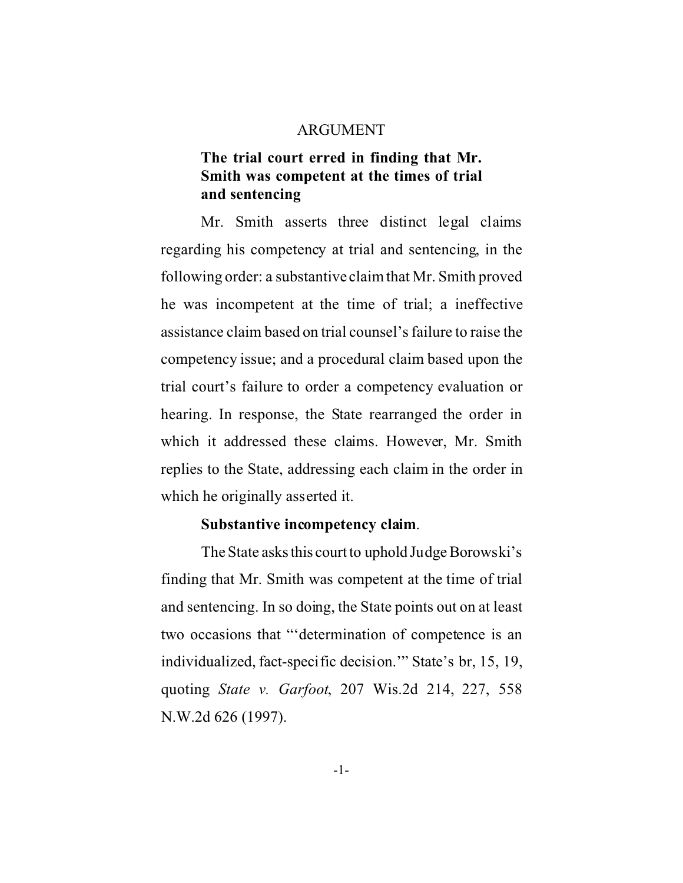# ARGUMENT

## The trial court erred in finding that Mr. Smith was competent at the times of trial and sentencing

Mr. Smith asserts three distinct legal claims regarding his competency at trial and sentencing, in the following order: a substantive claim that Mr. Smith proved he was incompetent at the time of trial; a ineffective assistance claim based on trial counsel's failure to raise the competency issue; and a procedural claim based upon the trial court's failure to order a competency evaluation or hearing. In response, the State rearranged the order in which it addressed these claims. However, Mr. Smith replies to the State, addressing each claim in the order in which he originally asserted it.

### Substantive incompetency claim.

The State asks this court to uphold Judge Borowski's finding that Mr. Smith was competent at the time of trial and sentencing. In so doing, the State points out on at least two occasions that "'determination of competence is an individualized, fact-specific decision.'" State's br, 15, 19, quoting *State v. Garfoot*, 207 Wis.2d 214, 227, 558 N.W.2d 626 (1997).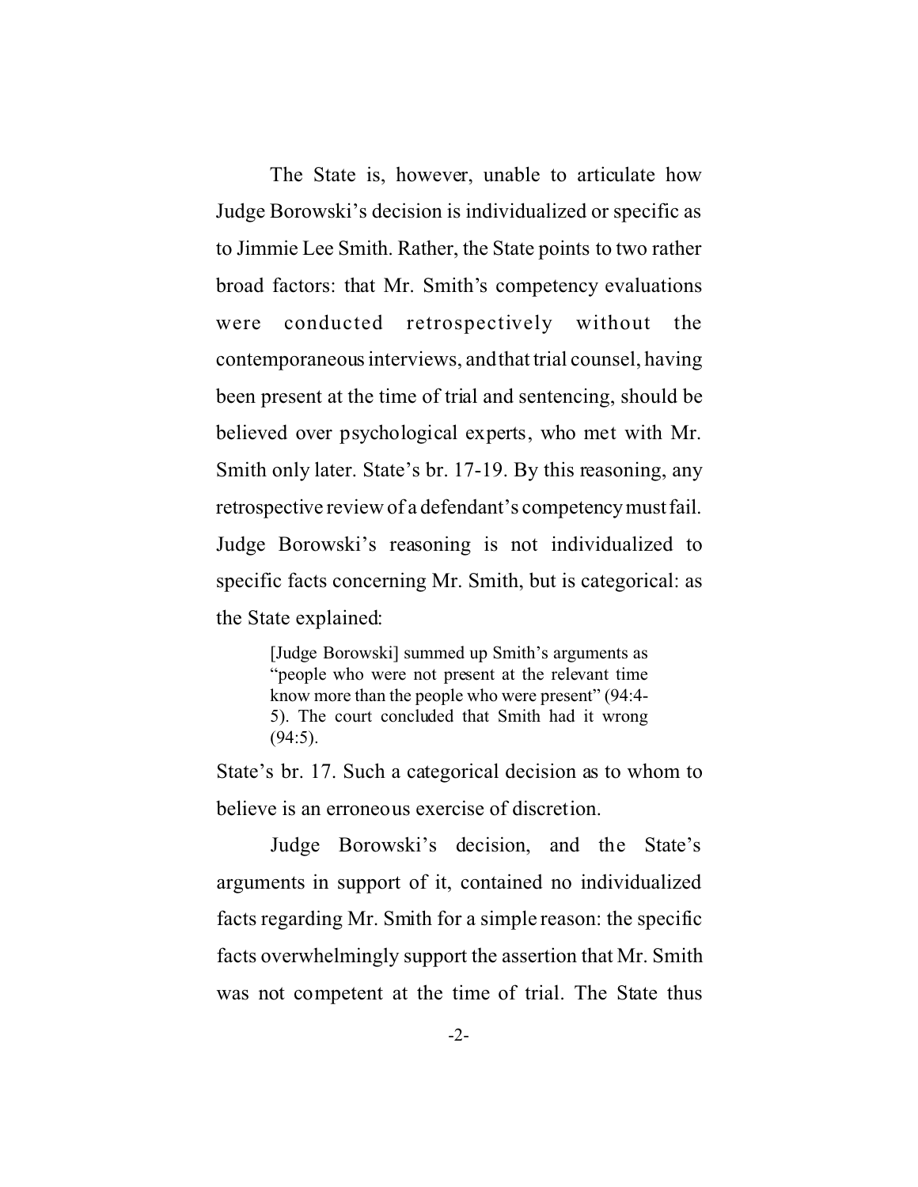The State is, however, unable to articulate how Judge Borowski's decision is individualized or specific as to Jimmie Lee Smith. Rather, the State points to two rather broad factors: that Mr. Smith's competency evaluations were conducted retrospectively without the contemporaneous interviews, and that trial counsel, having been present at the time of trial and sentencing, should be believed over psychological experts, who met with Mr. Smith only later. State's br. 17-19. By this reasoning, any retrospective review of a defendant's competency must fail. Judge Borowski's reasoning is not individualized to specific facts concerning Mr. Smith, but is categorical: as the State explained:

> [Judge Borowski] summed up Smith's arguments as "people who were not present at the relevant time know more than the people who were present" (94:4-5). The court concluded that Smith had it wrong (94:5).

State's br. 17. Such a categorical decision as to whom to believe is an erroneous exercise of discretion.

Judge Borowski's decision, and the State's arguments in support of it, contained no individualized facts regarding Mr. Smith for a simple reason: the specific facts overwhelmingly support the assertion that Mr. Smith was not competent at the time of trial. The State thus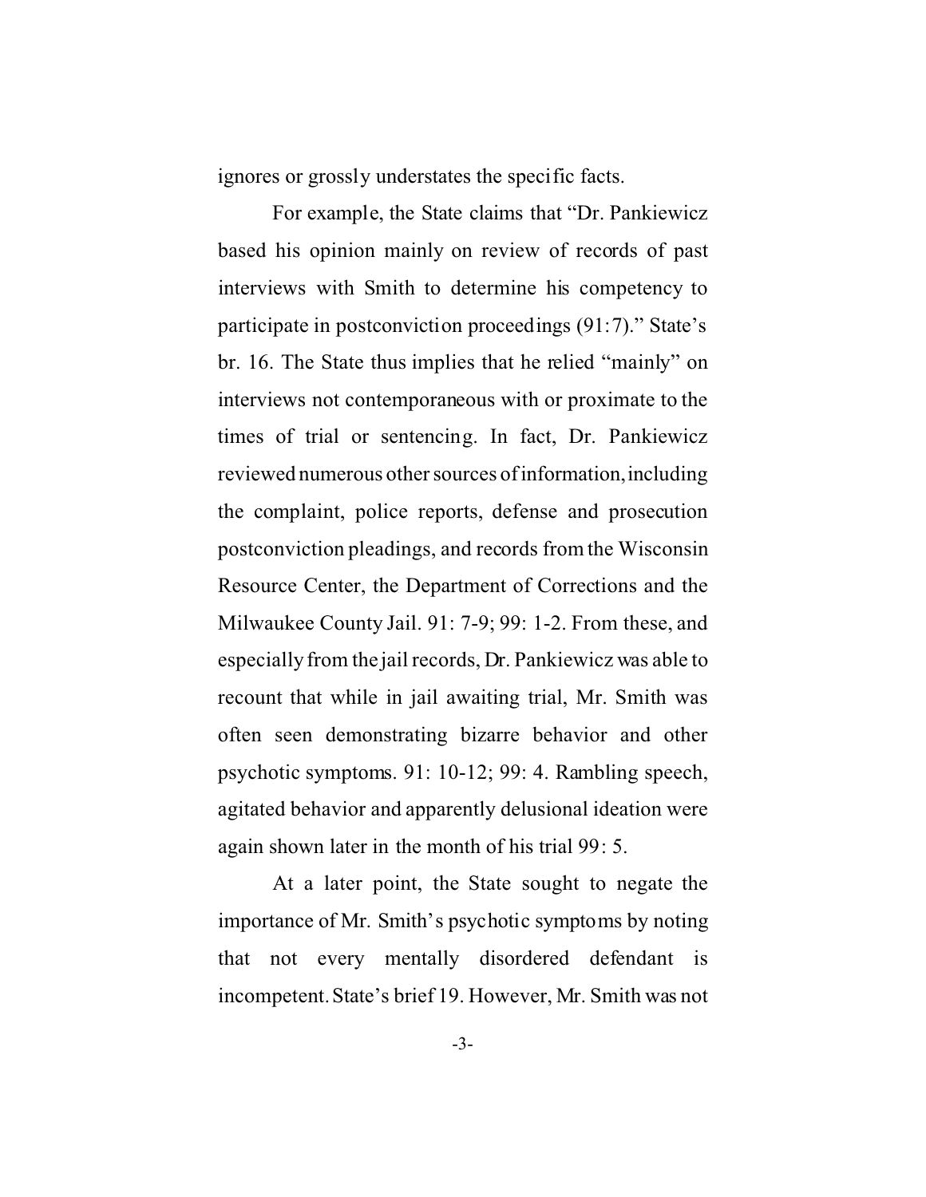ignores or grossly understates the specific facts.

For example, the State claims that "Dr. Pankiewicz based his opinion mainly on review of records of past interviews with Smith to determine his competency to participate in postconviction proceedings (91:7)." State's br. 16. The State thus implies that he relied "mainly" on interviews not contemporaneous with or proximate to the times of trial or sentencing. In fact, Dr. Pankiewicz reviewed numerous other sources of information, including the complaint, police reports, defense and prosecution postconviction pleadings, and records from the Wisconsin Resource Center, the Department of Corrections and the Milwaukee County Jail. 91: 7-9; 99: 1-2. From these, and especially from the jail records, Dr. Pankiewicz was able to recount that while in jail awaiting trial, Mr. Smith was often seen demonstrating bizarre behavior and other psychotic symptoms. 91: 10-12; 99: 4. Rambling speech, agitated behavior and apparently delusional ideation were again shown later in the month of his trial 99: 5.

At a later point, the State sought to negate the importance of Mr. Smith's psychotic symptoms by noting that not every mentally disordered defendant is incompetent. State's brief 19. However, Mr. Smith was not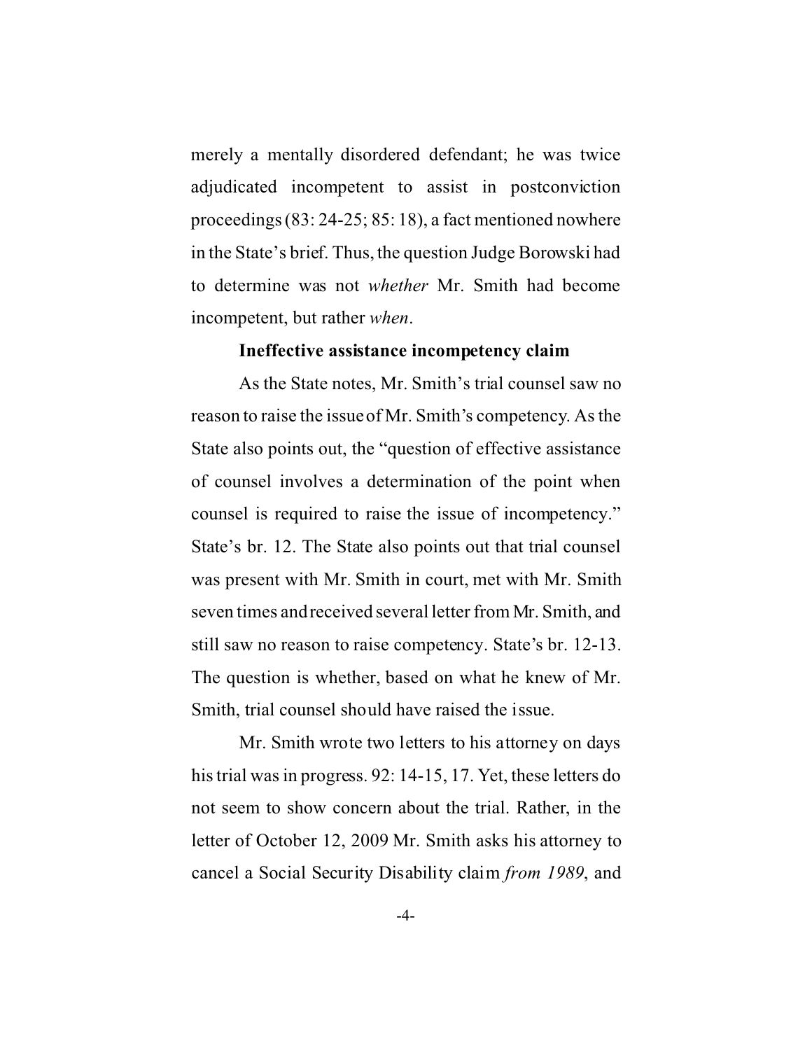merely a mentally disordered defendant; he was twice adjudicated incompetent to assist in postconviction proceedings (83: 24-25; 85: 18), a fact mentioned nowhere in the State's brief. Thus, the question Judge Borowski had to determine was not *whether* Mr. Smith had become incompetent, but rather *when*.

**Ineffective assistance incompetency claim**

As the State notes, Mr. Smith's trial counsel saw no reason to raise the issue of Mr. Smith's competency. As the State also points out, the "question of effective assistance of counsel involves a determination of the point when counsel is required to raise the issue of incompetency." State's br. 12. The State also points out that trial counsel was present with Mr. Smith in court, met with Mr. Smith seven times and received several letter from Mr. Smith, and still saw no reason to raise competency. State's br. 12-13. The question is whether, based on what he knew of Mr. Smith, trial counsel should have raised the issue.

Mr. Smith wrote two letters to his attorney on days his trial was in progress. 92: 14-15, 17. Yet, these letters do not seem to show concern about the trial. Rather, in the letter of October 12, 2009 Mr. Smith asks his attorney to cancel a Social Security Disability claim *from 1989*, and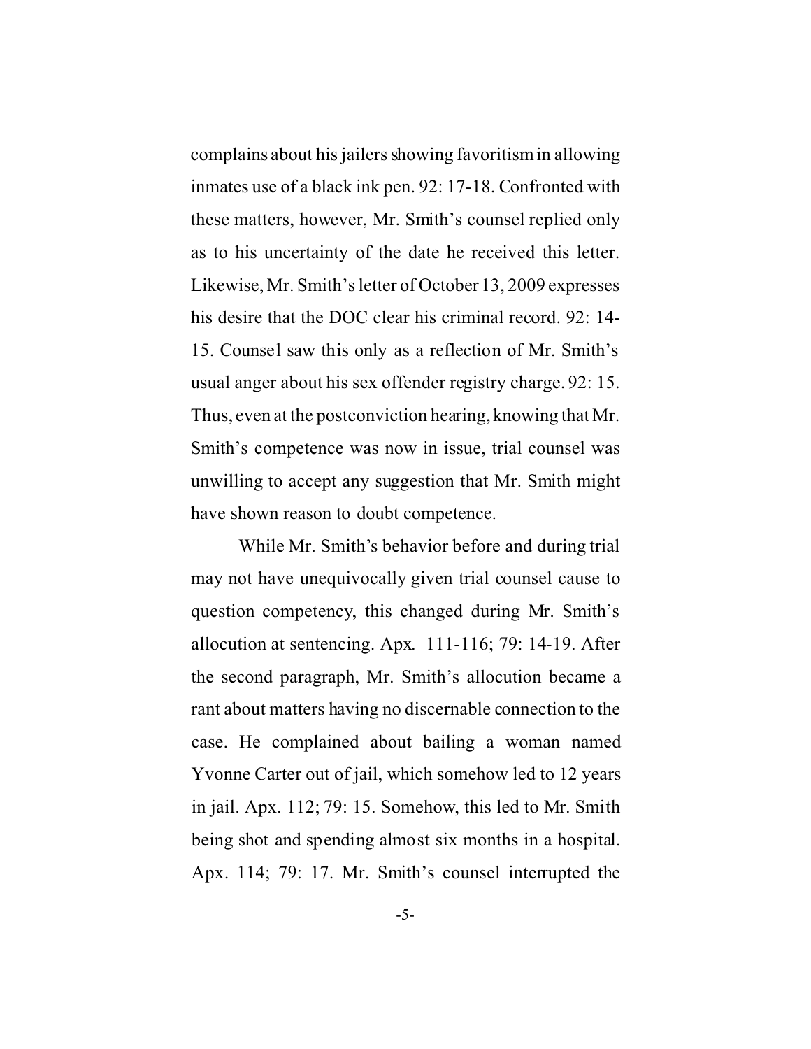complains about his jailers showing favoritism in allowing inmates use of a black ink pen. 92: 17-18. Confronted with these matters, however, Mr. Smith's counsel replied only as to his uncertainty of the date he received this letter. Likewise, Mr. Smith's letter of October 13, 2009 expresses his desire that the DOC clear his criminal record. 92: 14-15. Counsel saw this only as a reflection of Mr. Smith's usual anger about his sex offender registry charge. 92: 15. Thus, even at the postconviction hearing, knowing that Mr. Smith's competence was now in issue, trial counsel was unwilling to accept any suggestion that Mr. Smith might have shown reason to doubt competence.

While Mr. Smith's behavior before and during trial may not have unequivocally given trial counsel cause to question competency, this changed during Mr. Smith's allocution at sentencing. Apx. 111-116; 79: 14-19. After the second paragraph, Mr. Smith's allocution became a rant about matters having no discernable connection to the case. He complained about bailing a woman named Yvonne Carter out of jail, which somehow led to 12 years in jail. Apx. 112; 79: 15. Somehow, this led to Mr. Smith being shot and spending almost six months in a hospital. Apx. 114; 79: 17. Mr. Smith's counsel interrupted the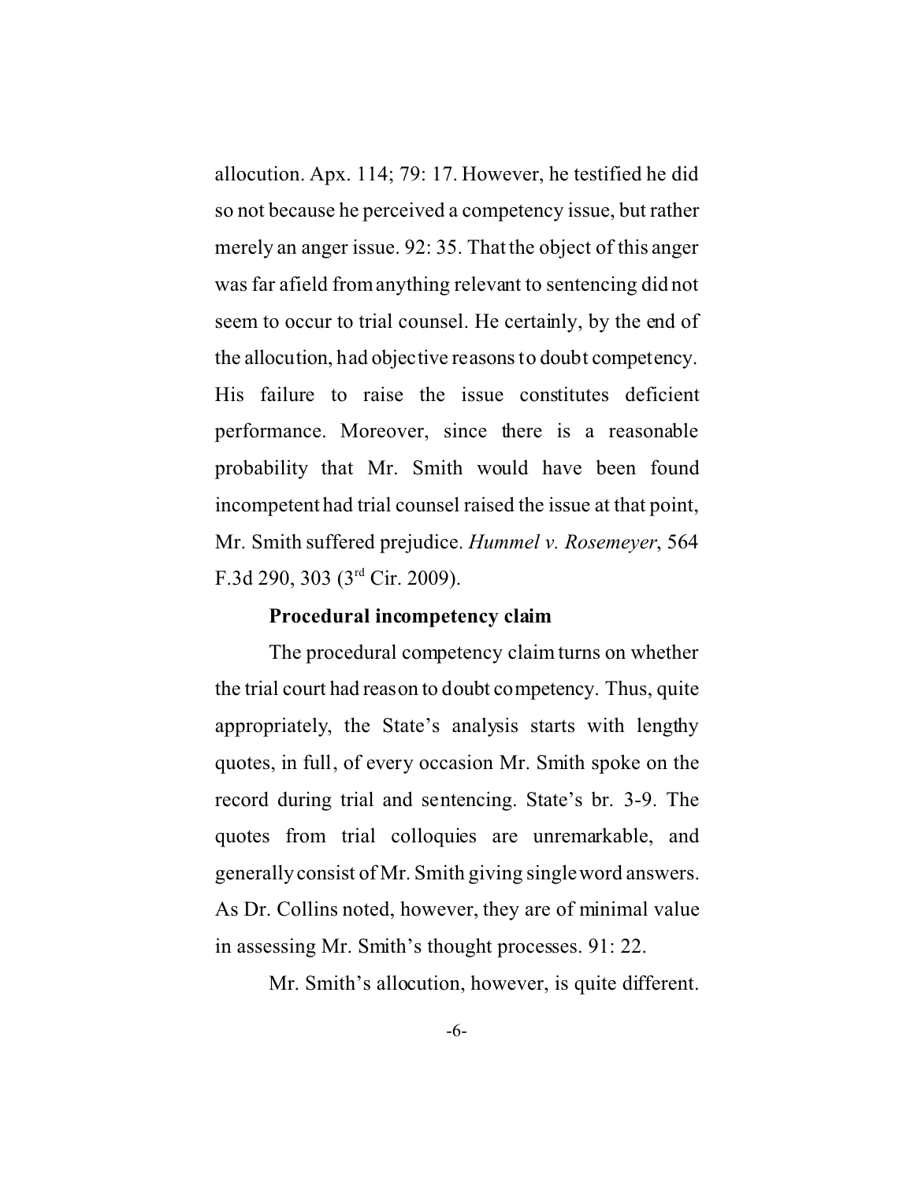allocution. Apx. 114; 79: 17. However, he testified he did so not because he perceived a competency issue, but rather merely an anger issue. 92: 35. That the object of this anger was far afield from anything relevant to sentencing did not seem to occur to trial counsel. He certainly, by the end of the allocution, had objective reasons to doubt competency. His failure to raise the issue constitutes deficient performance. Moreover, since there is a reasonable probability that Mr. Smith would have been found incompetent had trial counsel raised the issue at that point, Mr. Smith suffered prejudice. *Hummel v. Rosemeyer*, 564 F.3d 290, 303 (3rd Cir. 2009).

**Procedural incompetency claim**

The procedural competency claim turns on whether the trial court had reason to doubt competency. Thus, quite appropriately, the State's analysis starts with lengthy quotes, in full, of every occasion Mr. Smith spoke on the record during trial and sentencing. State's br. 3-9. The quotes from trial colloquies are unremarkable, and generally consist of Mr. Smith giving single word answers. As Dr. Collins noted, however, they are of minimal value in assessing Mr. Smith's thought processes. 91: 22.

Mr. Smith's allocution, however, is quite different.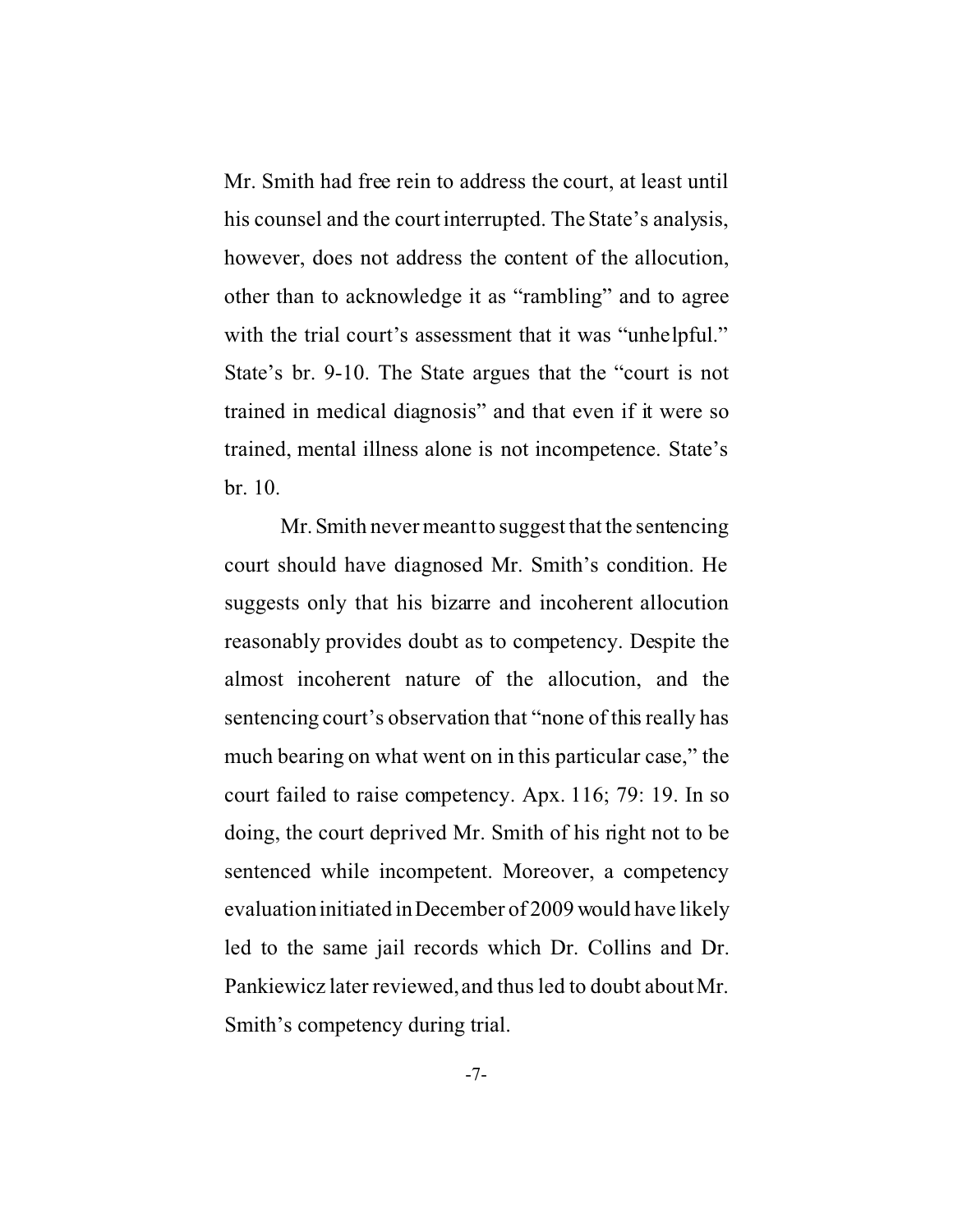Mr. Smith had free rein to address the court, at least until his counsel and the court interrupted. The State's analysis, however, does not address the content of the allocution, other than to acknowledge it as "rambling" and to agree with the trial court's assessment that it was "unhelpful." State's br. 9-10. The State argues that the "court is not trained in medical diagnosis" and that even if it were so trained, mental illness alone is not incompetence. State's br. 10.

Mr. Smith never meant to suggest that the sentencing court should have diagnosed Mr. Smith's condition. He suggests only that his bizarre and incoherent allocution reasonably provides doubt as to competency. Despite the almost incoherent nature of the allocution, and the sentencing court's observation that "none of this really has much bearing on what went on in this particular case," the court failed to raise competency. Apx. 116; 79: 19. In so doing, the court deprived Mr. Smith of his right not to be sentenced while incompetent. Moreover, a competency evaluation initiated in December of 2009 would have likely led to the same jail records which Dr. Collins and Dr. Pankiewicz later reviewed, and thus led to doubt about Mr. Smith's competency during trial.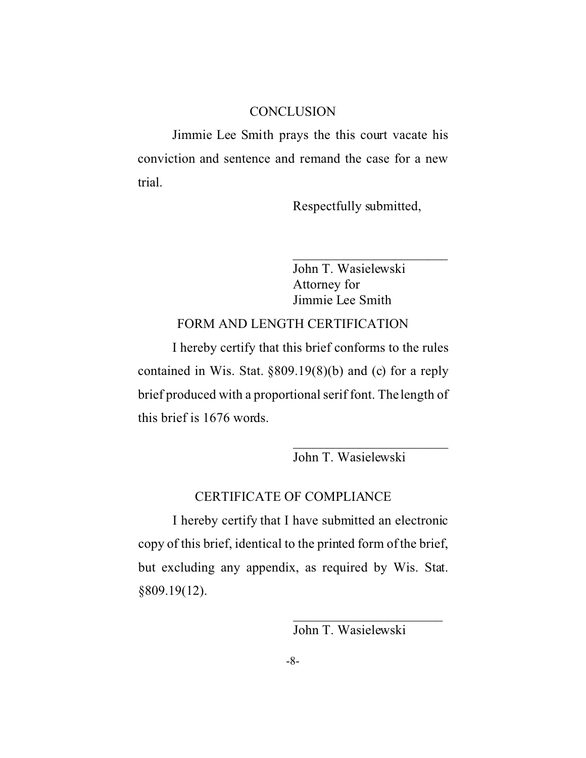## CONCLUSION

Jimmie Lee Smith prays the this court vacate his conviction and sentence and remand the case for a new trial.

Respectfully submitted,

\_\_\_\_\_\_\_\_\_\_\_\_\_\_\_\_\_\_\_\_\_\_\_\_
John T. Wasielewski
Attorney for
Jimmie Lee Smith

## FORM AND LENGTH CERTIFICATION

I hereby certify that this brief conforms to the rules contained in Wis. Stat. §809.19(8)(b) and (c) for a reply brief produced with a proportional serif font. The length of this brief is 1676 words.

\_\_\_\_\_\_\_\_\_\_\_\_\_\_\_\_\_\_\_\_\_\_\_\_
John T. Wasielewski

## CERTIFICATE OF COMPLIANCE

I hereby certify that I have submitted an electronic copy of this brief, identical to the printed form of the brief, but excluding any appendix, as required by Wis. Stat. §809.19(12).

\_\_\_\_\_\_\_\_\_\_\_\_\_\_\_\_\_\_\_\_\_\_\_\_
John T. Wasielewski